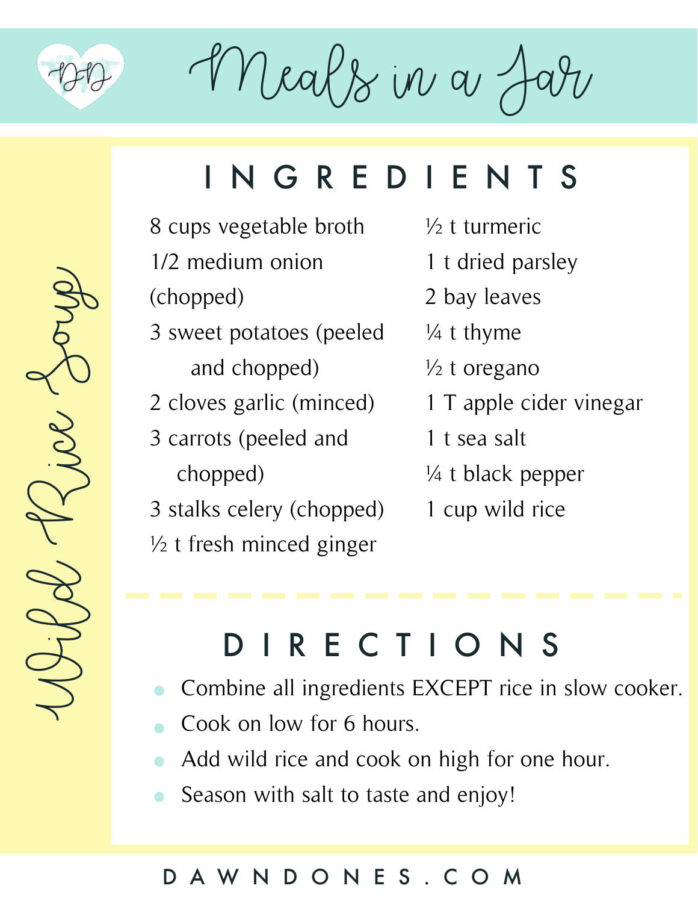# Meals in a Jar

## Wild Rice Soup

### INGREDIENTS

- 8 cups vegetable broth
- 1/2 medium onion (chopped)
- 3 sweet potatoes (peeled and chopped)
- 2 cloves garlic (minced)
- 3 carrots (peeled and chopped)
- 3 stalks celery (chopped)
- ½ t fresh minced ginger
- ½ t turmeric
- 1 t dried parsley
- 2 bay leaves
- ¼ t thyme
- ½ t oregano
- 1 T apple cider vinegar
- 1 t sea salt
- ¼ t black pepper
- 1 cup wild rice

### DIRECTIONS

- Combine all ingredients EXCEPT rice in slow cooker.
- Cook on low for 6 hours.
- Add wild rice and cook on high for one hour.
- Season with salt to taste and enjoy!

DAWNDONES.COM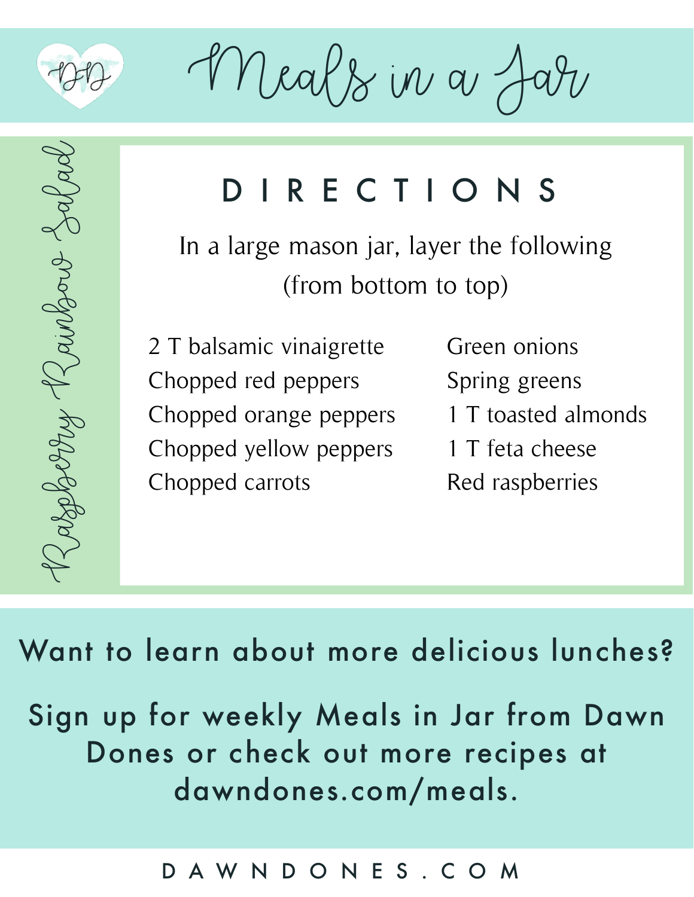# Meals in a Jar

## Raspberry Rainbow Salad

## DIRECTIONS

In a large mason jar, layer the following (from bottom to top)

- 2 T balsamic vinaigrette
- Chopped red peppers
- Chopped orange peppers
- Chopped yellow peppers
- Chopped carrots
- Green onions
- Spring greens
- 1 T toasted almonds
- 1 T feta cheese
- Red raspberries

Want to learn about more delicious lunches?

Sign up for weekly Meals in Jar from Dawn Dones or check out more recipes at dawndones.com/meals.

DAWNDONES.COM